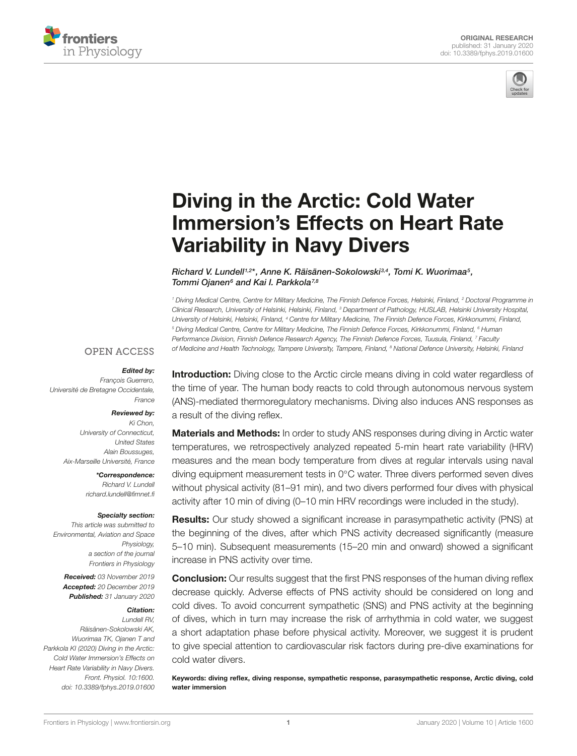ORIGINAL RESEARCH
published: 31 January 2020
doi: 10.3389/fphys.2019.01600

# Diving in the Arctic: Cold Water Immersion's Effects on Heart Rate Variability in Navy Divers

*Richard V. Lundell[1,2]\*, Anne K. Räisänen-Sokolowski[3,4], Tomi K. Wuorimaa[5], Tommi Ojanen[6] and Kai I. Parkkola[7,8]*

[1] Diving Medical Centre, Centre for Military Medicine, The Finnish Defence Forces, Helsinki, Finland, [2] Doctoral Programme in Clinical Research, University of Helsinki, Helsinki, Finland, [3] Department of Pathology, HUSLAB, Helsinki University Hospital, University of Helsinki, Helsinki, Finland, [4] Centre for Military Medicine, The Finnish Defence Forces, Kirkkonummi, Finland, [5] Diving Medical Centre, Centre for Military Medicine, The Finnish Defence Forces, Kirkkonummi, Finland, [6] Human Performance Division, Finnish Defence Research Agency, The Finnish Defence Forces, Tuusula, Finland, [7] Faculty of Medicine and Health Technology, Tampere University, Tampere, Finland, [8] National Defence University, Helsinki, Finland

OPEN ACCESS

***Edited by:***
*François Guerrero, Université de Bretagne Occidentale, France*

***Reviewed by:***
*Ki Chon, University of Connecticut, United States*
*Alain Boussuges, Aix-Marseille Université, France*

***\*Correspondence:***
*Richard V. Lundell*
*richard.lundell@fimnet.fi*

***Specialty section:***
*This article was submitted to Environmental, Aviation and Space Physiology, a section of the journal Frontiers in Physiology*

***Received:*** *03 November 2019*
***Accepted:*** *20 December 2019*
***Published:*** *31 January 2020*

***Citation:***
*Lundell RV, Räisänen-Sokolowski AK, Wuorimaa TK, Ojanen T and Parkkola KI (2020) Diving in the Arctic: Cold Water Immersion's Effects on Heart Rate Variability in Navy Divers. Front. Physiol. 10:1600. doi: 10.3389/fphys.2019.01600*

**Introduction:** Diving close to the Arctic circle means diving in cold water regardless of the time of year. The human body reacts to cold through autonomous nervous system (ANS)-mediated thermoregulatory mechanisms. Diving also induces ANS responses as a result of the diving reflex.

**Materials and Methods:** In order to study ANS responses during diving in Arctic water temperatures, we retrospectively analyzed repeated 5-min heart rate variability (HRV) measures and the mean body temperature from dives at regular intervals using naval diving equipment measurement tests in 0°C water. Three divers performed seven dives without physical activity (81–91 min), and two divers performed four dives with physical activity after 10 min of diving (0–10 min HRV recordings were included in the study).

**Results:** Our study showed a significant increase in parasympathetic activity (PNS) at the beginning of the dives, after which PNS activity decreased significantly (measure 5–10 min). Subsequent measurements (15–20 min and onward) showed a significant increase in PNS activity over time.

**Conclusion:** Our results suggest that the first PNS responses of the human diving reflex decrease quickly. Adverse effects of PNS activity should be considered on long and cold dives. To avoid concurrent sympathetic (SNS) and PNS activity at the beginning of dives, which in turn may increase the risk of arrhythmia in cold water, we suggest a short adaptation phase before physical activity. Moreover, we suggest it is prudent to give special attention to cardiovascular risk factors during pre-dive examinations for cold water divers.

**Keywords: diving reflex, diving response, sympathetic response, parasympathetic response, Arctic diving, cold water immersion**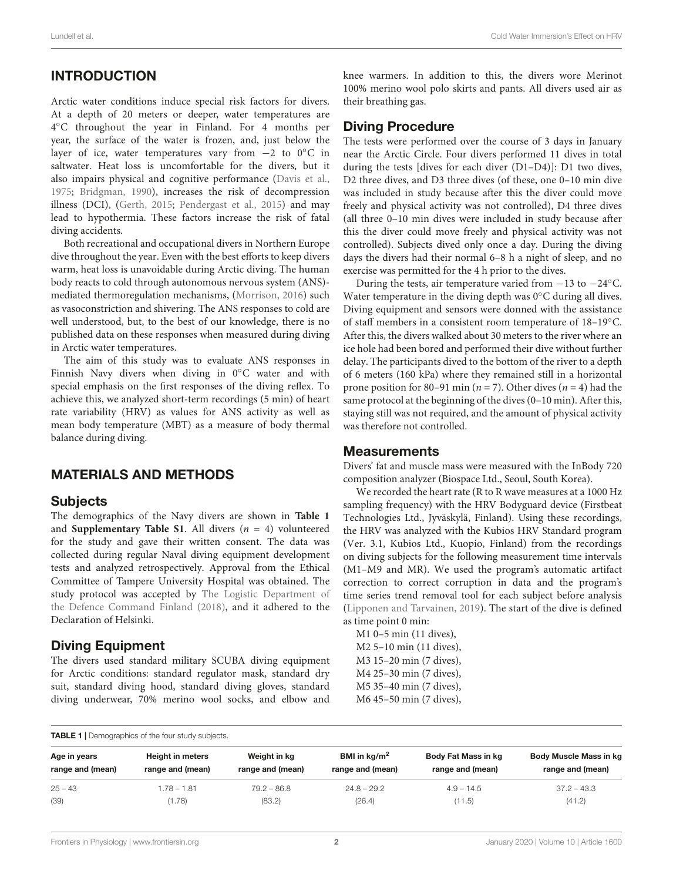## INTRODUCTION

Arctic water conditions induce special risk factors for divers. At a depth of 20 meters or deeper, water temperatures are 4°C throughout the year in Finland. For 4 months per year, the surface of the water is frozen, and, just below the layer of ice, water temperatures vary from −2 to 0°C in saltwater. Heat loss is uncomfortable for the divers, but it also impairs physical and cognitive performance (Davis et al., 1975; Bridgman, 1990), increases the risk of decompression illness (DCI), (Gerth, 2015; Pendergast et al., 2015) and may lead to hypothermia. These factors increase the risk of fatal diving accidents.

Both recreational and occupational divers in Northern Europe dive throughout the year. Even with the best efforts to keep divers warm, heat loss is unavoidable during Arctic diving. The human body reacts to cold through autonomous nervous system (ANS)-mediated thermoregulation mechanisms, (Morrison, 2016) such as vasoconstriction and shivering. The ANS responses to cold are well understood, but, to the best of our knowledge, there is no published data on these responses when measured during diving in Arctic water temperatures.

The aim of this study was to evaluate ANS responses in Finnish Navy divers when diving in 0°C water and with special emphasis on the first responses of the diving reflex. To achieve this, we analyzed short-term recordings (5 min) of heart rate variability (HRV) as values for ANS activity as well as mean body temperature (MBT) as a measure of body thermal balance during diving.

## MATERIALS AND METHODS

### Subjects

The demographics of the Navy divers are shown in **Table 1** and **Supplementary Table S1**. All divers ($n$ = 4) volunteered for the study and gave their written consent. The data was collected during regular Naval diving equipment development tests and analyzed retrospectively. Approval from the Ethical Committee of Tampere University Hospital was obtained. The study protocol was accepted by The Logistic Department of the Defence Command Finland (2018), and it adhered to the Declaration of Helsinki.

### Diving Equipment

The divers used standard military SCUBA diving equipment for Arctic conditions: standard regulator mask, standard dry suit, standard diving hood, standard diving gloves, standard diving underwear, 70% merino wool socks, and elbow and knee warmers. In addition to this, the divers wore Merinot 100% merino wool polo skirts and pants. All divers used air as their breathing gas.

### Diving Procedure

The tests were performed over the course of 3 days in January near the Arctic Circle. Four divers performed 11 dives in total during the tests [dives for each diver (D1–D4)]: D1 two dives, D2 three dives, and D3 three dives (of these, one 0–10 min dive was included in study because after this the diver could move freely and physical activity was not controlled), D4 three dives (all three 0–10 min dives were included in study because after this the diver could move freely and physical activity was not controlled). Subjects dived only once a day. During the diving days the divers had their normal 6–8 h a night of sleep, and no exercise was permitted for the 4 h prior to the dives.

During the tests, air temperature varied from −13 to −24°C. Water temperature in the diving depth was 0°C during all dives. Diving equipment and sensors were donned with the assistance of staff members in a consistent room temperature of 18–19°C. After this, the divers walked about 30 meters to the river where an ice hole had been bored and performed their dive without further delay. The participants dived to the bottom of the river to a depth of 6 meters (160 kPa) where they remained still in a horizontal prone position for 80–91 min ($n$ = 7). Other dives ($n$ = 4) had the same protocol at the beginning of the dives (0–10 min). After this, staying still was not required, and the amount of physical activity was therefore not controlled.

### Measurements

Divers' fat and muscle mass were measured with the InBody 720 composition analyzer (Biospace Ltd., Seoul, South Korea).

We recorded the heart rate (R to R wave measures at a 1000 Hz sampling frequency) with the HRV Bodyguard device (Firstbeat Technologies Ltd., Jyväskylä, Finland). Using these recordings, the HRV was analyzed with the Kubios HRV Standard program (Ver. 3.1, Kubios Ltd., Kuopio, Finland) from the recordings on diving subjects for the following measurement time intervals (M1–M9 and MR). We used the program's automatic artifact correction to correct corruption in data and the program's time series trend removal tool for each subject before analysis (Lipponen and Tarvainen, 2019). The start of the dive is defined as time point 0 min:

M1 0–5 min (11 dives),
M2 5–10 min (11 dives),
M3 15–20 min (7 dives),
M4 25–30 min (7 dives),
M5 35–40 min (7 dives),
M6 45–50 min (7 dives),

**TABLE 1** | Demographics of the four study subjects.

| Age in years range and (mean) | Height in meters range and (mean) | Weight in kg range and (mean) | BMI in kg/m$^2$ range and (mean) | Body Fat Mass in kg range and (mean) | Body Muscle Mass in kg range and (mean) |
|---|---|---|---|---|---|
| 25 − 43 (39) | 1.78 − 1.81 (1.78) | 79.2 − 86.8 (83.2) | 24.8 − 29.2 (26.4) | 4.9 − 14.5 (11.5) | 37.2 − 43.3 (41.2) |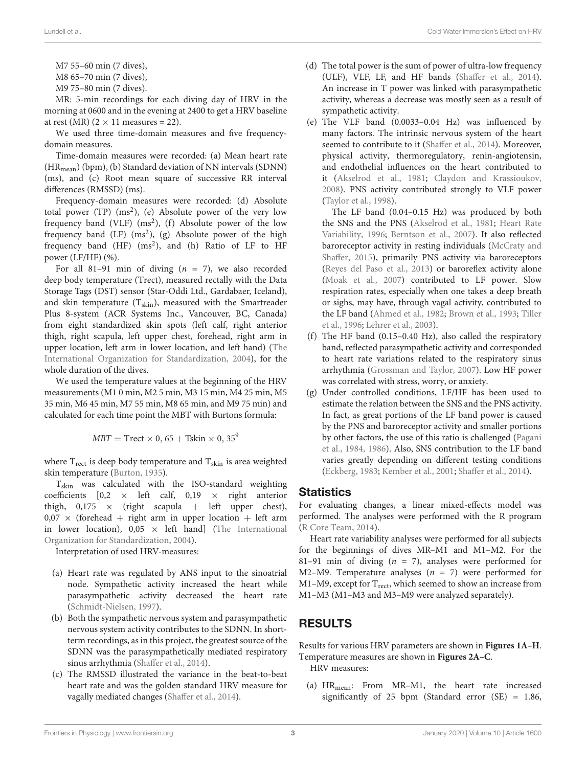M7 55–60 min (7 dives),

M8 65–70 min (7 dives),

M9 75–80 min (7 dives).

MR: 5-min recordings for each diving day of HRV in the morning at 0600 and in the evening at 2400 to get a HRV baseline at rest (MR) (2 × 11 measures = 22).

We used three time-domain measures and five frequency-domain measures.

Time-domain measures were recorded: (a) Mean heart rate ($HR_{mean}$) (bpm), (b) Standard deviation of NN intervals (SDNN) (ms), and (c) Root mean square of successive RR interval differences (RMSSD) (ms).

Frequency-domain measures were recorded: (d) Absolute total power (TP) ($ms^2$), (e) Absolute power of the very low frequency band (VLF) ($ms^2$), (f) Absolute power of the low frequency band (LF) ($ms^2$), (g) Absolute power of the high frequency band (HF) ($ms^2$), and (h) Ratio of LF to HF power (LF/HF) (%).

For all 81–91 min of diving ($n$ = 7), we also recorded deep body temperature (Trect), measured rectally with the Data Storage Tags (DST) sensor (Star-Oddi Ltd., Gardabaer, Iceland), and skin temperature ($T_{skin}$), measured with the Smartreader Plus 8-system (ACR Systems Inc., Vancouver, BC, Canada) from eight standardized skin spots (left calf, right anterior thigh, right scapula, left upper chest, forehead, right arm in upper location, left arm in lower location, and left hand) (The International Organization for Standardization, 2004), for the whole duration of the dives.

We used the temperature values at the beginning of the HRV measurements (M1 0 min, M2 5 min, M3 15 min, M4 25 min, M5 35 min, M6 45 min, M7 55 min, M8 65 min, and M9 75 min) and calculated for each time point the MBT with Burtons formula:

$$MBT = \text{Trect} \times 0,65 + \text{Tskin} \times 0,35^{9}$$

where $T_{rect}$ is deep body temperature and $T_{skin}$ is area weighted skin temperature (Burton, 1935).

$T_{skin}$ was calculated with the ISO-standard weighting coefficients [0,2 × left calf, 0,19 × right anterior thigh, 0,175 × (right scapula + left upper chest), 0,07 × (forehead + right arm in upper location + left arm in lower location), 0,05 × left hand] (The International Organization for Standardization, 2004).

Interpretation of used HRV-measures:

(a) Heart rate was regulated by ANS input to the sinoatrial node. Sympathetic activity increased the heart while parasympathetic activity decreased the heart rate (Schmidt-Nielsen, 1997).

(b) Both the sympathetic nervous system and parasympathetic nervous system activity contributes to the SDNN. In short-term recordings, as in this project, the greatest source of the SDNN was the parasympathetically mediated respiratory sinus arrhythmia (Shaffer et al., 2014).

(c) The RMSSD illustrated the variance in the beat-to-beat heart rate and was the golden standard HRV measure for vagally mediated changes (Shaffer et al., 2014).

(d) The total power is the sum of power of ultra-low frequency (ULF), VLF, LF, and HF bands (Shaffer et al., 2014). An increase in T power was linked with parasympathetic activity, whereas a decrease was mostly seen as a result of sympathetic activity.

(e) The VLF band (0.0033–0.04 Hz) was influenced by many factors. The intrinsic nervous system of the heart seemed to contribute to it (Shaffer et al., 2014). Moreover, physical activity, thermoregulatory, renin-angiotensin, and endothelial influences on the heart contributed to it (Akselrod et al., 1981; Claydon and Krassioukov, 2008). PNS activity contributed strongly to VLF power (Taylor et al., 1998).

The LF band (0.04–0.15 Hz) was produced by both the SNS and the PNS (Akselrod et al., 1981; Heart Rate Variability, 1996; Berntson et al., 2007). It also reflected baroreceptor activity in resting individuals (McCraty and Shaffer, 2015), primarily PNS activity via baroreceptors (Reyes del Paso et al., 2013) or baroreflex activity alone (Moak et al., 2007) contributed to LF power. Slow respiration rates, especially when one takes a deep breath or sighs, may have, through vagal activity, contributed to the LF band (Ahmed et al., 1982; Brown et al., 1993; Tiller et al., 1996; Lehrer et al., 2003).

(f) The HF band (0.15–0.40 Hz), also called the respiratory band, reflected parasympathetic activity and corresponded to heart rate variations related to the respiratory sinus arrhythmia (Grossman and Taylor, 2007). Low HF power was correlated with stress, worry, or anxiety.

(g) Under controlled conditions, LF/HF has been used to estimate the relation between the SNS and the PNS activity. In fact, as great portions of the LF band power is caused by the PNS and baroreceptor activity and smaller portions by other factors, the use of this ratio is challenged (Pagani et al., 1984, 1986). Also, SNS contribution to the LF band varies greatly depending on different testing conditions (Eckberg, 1983; Kember et al., 2001; Shaffer et al., 2014).

## Statistics

For evaluating changes, a linear mixed-effects model was performed. The analyses were performed with the R program (R Core Team, 2014).

Heart rate variability analyses were performed for all subjects for the beginnings of dives MR–M1 and M1–M2. For the 81–91 min of diving ($n$ = 7), analyses were performed for M2–M9. Temperature analyses ($n$ = 7) were performed for M1–M9, except for $T_{rect}$, which seemed to show an increase from M1–M3 (M1–M3 and M3–M9 were analyzed separately).

## RESULTS

Results for various HRV parameters are shown in **Figures 1A–H**. Temperature measures are shown in **Figures 2A–C**.

HRV measures:

(a) $HR_{mean}$: From MR–M1, the heart rate increased significantly of 25 bpm (Standard error (SE) = 1.86,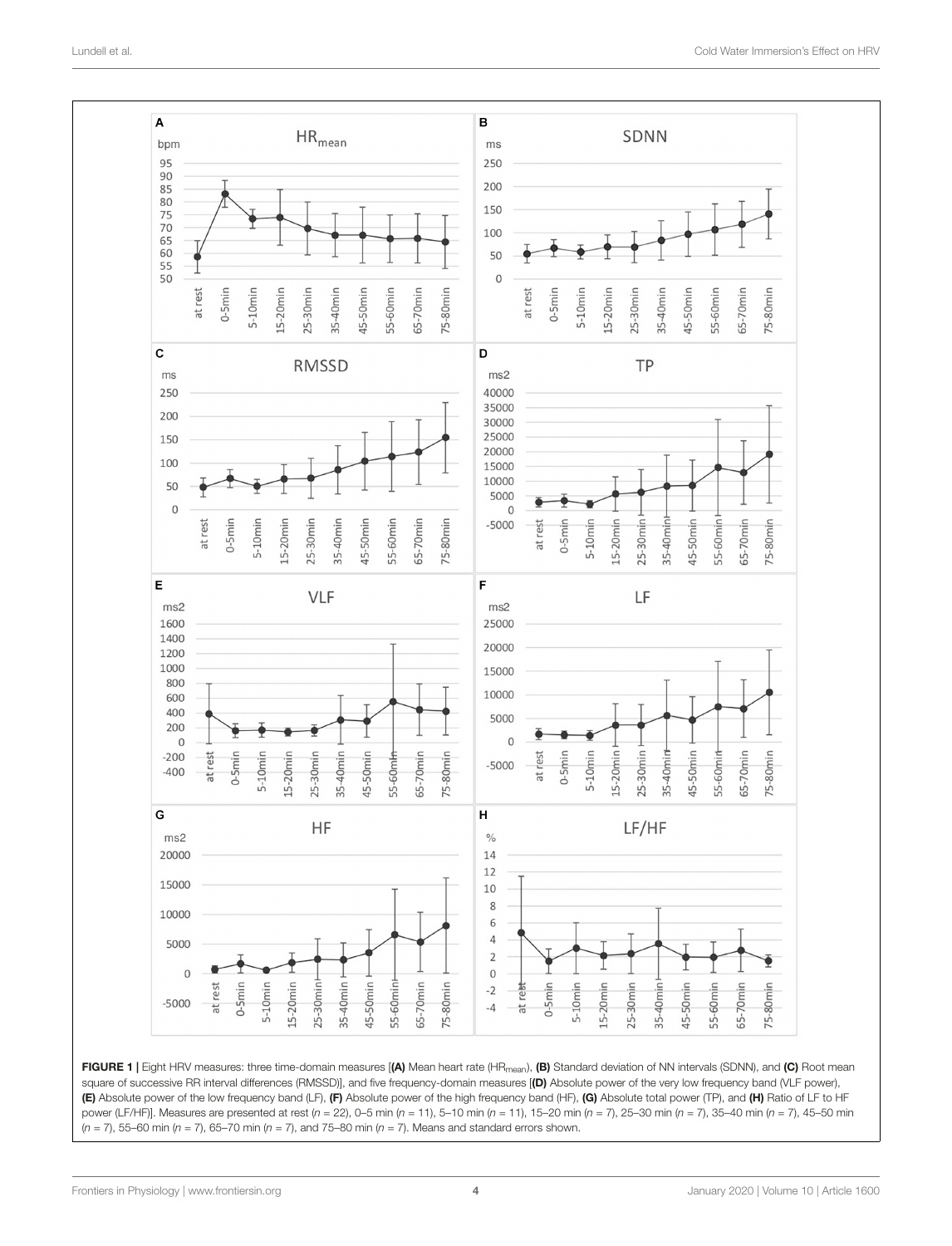**FIGURE 1 |** Eight HRV measures: three time-domain measures [**(A)** Mean heart rate ($HR_{mean}$), **(B)** Standard deviation of NN intervals (SDNN), and **(C)** Root mean square of successive RR interval differences (RMSSD)], and five frequency-domain measures [**(D)** Absolute power of the very low frequency band (VLF power), **(E)** Absolute power of the low frequency band (LF), **(F)** Absolute power of the high frequency band (HF), **(G)** Absolute total power (TP), and **(H)** Ratio of LF to HF power (LF/HF)]. Measures are presented at rest ($n = 22$), 0–5 min ($n = 11$), 5–10 min ($n = 11$), 15–20 min ($n = 7$), 25–30 min ($n = 7$), 35–40 min ($n = 7$), 45–50 min ($n = 7$), 55–60 min ($n = 7$), 65–70 min ($n = 7$), and 75–80 min ($n = 7$). Means and standard errors shown.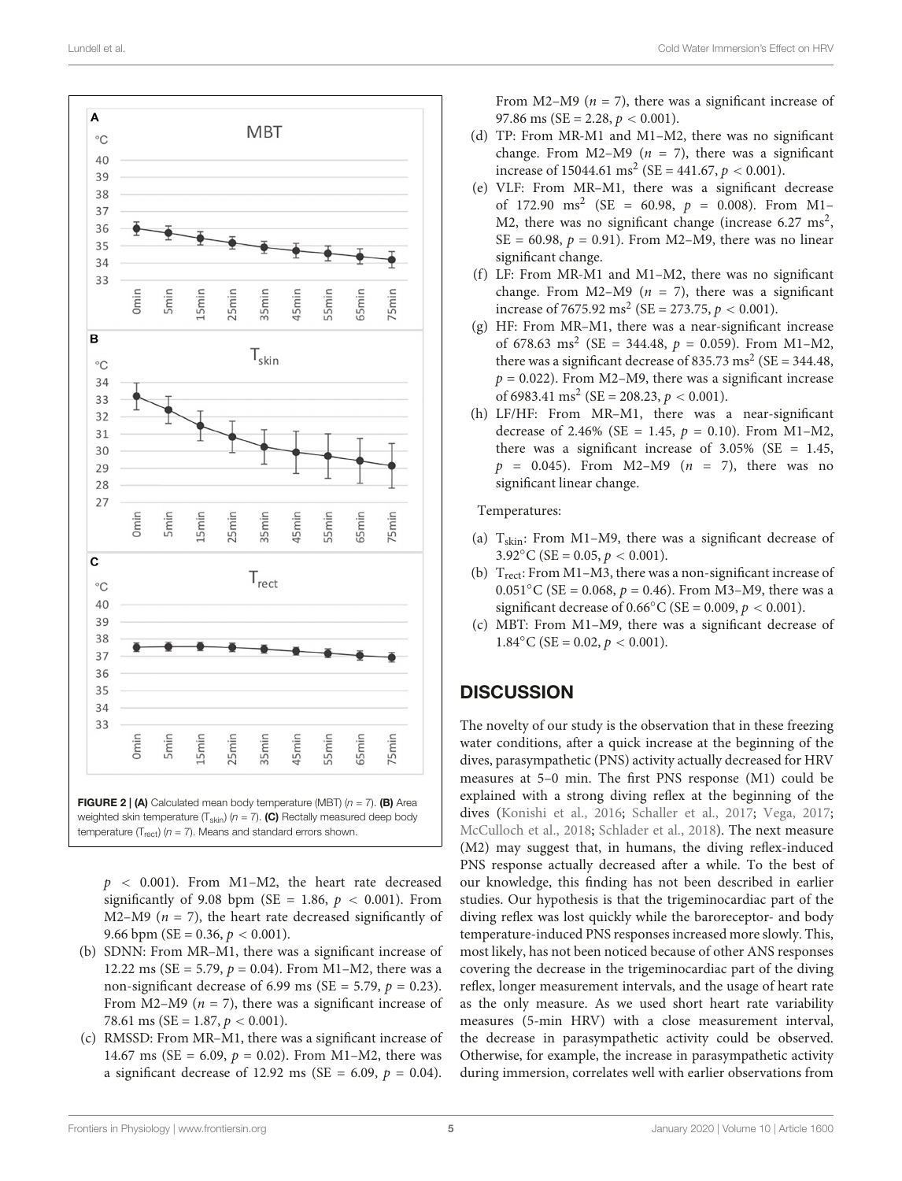**FIGURE 2 | (A)** Calculated mean body temperature (MBT) ($n = 7$). **(B)** Area weighted skin temperature ($T_{skin}$) ($n = 7$). **(C)** Rectally measured deep body temperature ($T_{rect}$) ($n = 7$). Means and standard errors shown.

$p < 0.001$). From M1–M2, the heart rate decreased significantly of 9.08 bpm (SE = 1.86, $p < 0.001$). From M2–M9 ($n = 7$), the heart rate decreased significantly of 9.66 bpm (SE = 0.36, $p < 0.001$).

(b) SDNN: From MR–M1, there was a significant increase of 12.22 ms (SE = 5.79, $p = 0.04$). From M1–M2, there was a non-significant decrease of 6.99 ms (SE = 5.79, $p = 0.23$). From M2–M9 ($n = 7$), there was a significant increase of 78.61 ms (SE = 1.87, $p < 0.001$).

(c) RMSSD: From MR–M1, there was a significant increase of 14.67 ms (SE = 6.09, $p = 0.02$). From M1–M2, there was a significant decrease of 12.92 ms (SE = 6.09, $p = 0.04$). From M2–M9 ($n = 7$), there was a significant increase of 97.86 ms (SE = 2.28, $p < 0.001$).

(d) TP: From MR-M1 and M1–M2, there was no significant change. From M2–M9 ($n = 7$), there was a significant increase of 15044.61 $ms^2$ (SE = 441.67, $p < 0.001$).

(e) VLF: From MR–M1, there was a significant decrease of 172.90 $ms^2$ (SE = 60.98, $p = 0.008$). From M1–M2, there was no significant change (increase 6.27 $ms^2$, SE = 60.98, $p = 0.91$). From M2–M9, there was no linear significant change.

(f) LF: From MR-M1 and M1–M2, there was no significant change. From M2–M9 ($n = 7$), there was a significant increase of 7675.92 $ms^2$ (SE = 273.75, $p < 0.001$).

(g) HF: From MR–M1, there was a near-significant increase of 678.63 $ms^2$ (SE = 344.48, $p = 0.059$). From M1–M2, there was a significant decrease of 835.73 $ms^2$ (SE = 344.48, $p = 0.022$). From M2–M9, there was a significant increase of 6983.41 $ms^2$ (SE = 208.23, $p < 0.001$).

(h) LF/HF: From MR–M1, there was a near-significant decrease of 2.46% (SE = 1.45, $p = 0.10$). From M1–M2, there was a significant increase of 3.05% (SE = 1.45, $p = 0.045$). From M2–M9 ($n = 7$), there was no significant linear change.

Temperatures:

(a) $T_{skin}$: From M1–M9, there was a significant decrease of 3.92°C (SE = 0.05, $p < 0.001$).

(b) $T_{rect}$: From M1–M3, there was a non-significant increase of 0.051°C (SE = 0.068, $p = 0.46$). From M3–M9, there was a significant decrease of 0.66°C (SE = 0.009, $p < 0.001$).

(c) MBT: From M1–M9, there was a significant decrease of 1.84°C (SE = 0.02, $p < 0.001$).

## DISCUSSION

The novelty of our study is the observation that in these freezing water conditions, after a quick increase at the beginning of the dives, parasympathetic (PNS) activity actually decreased for HRV measures at 5–0 min. The first PNS response (M1) could be explained with a strong diving reflex at the beginning of the dives (Konishi et al., 2016; Schaller et al., 2017; Vega, 2017; McCulloch et al., 2018; Schlader et al., 2018). The next measure (M2) may suggest that, in humans, the diving reflex-induced PNS response actually decreased after a while. To the best of our knowledge, this finding has not been described in earlier studies. Our hypothesis is that the trigeminocardiac part of the diving reflex was lost quickly while the baroreceptor- and body temperature-induced PNS responses increased more slowly. This, most likely, has not been noticed because of other ANS responses covering the decrease in the trigeminocardiac part of the diving reflex, longer measurement intervals, and the usage of heart rate as the only measure. As we used short heart rate variability measures (5-min HRV) with a close measurement interval, the decrease in parasympathetic activity could be observed. Otherwise, for example, the increase in parasympathetic activity during immersion, correlates well with earlier observations from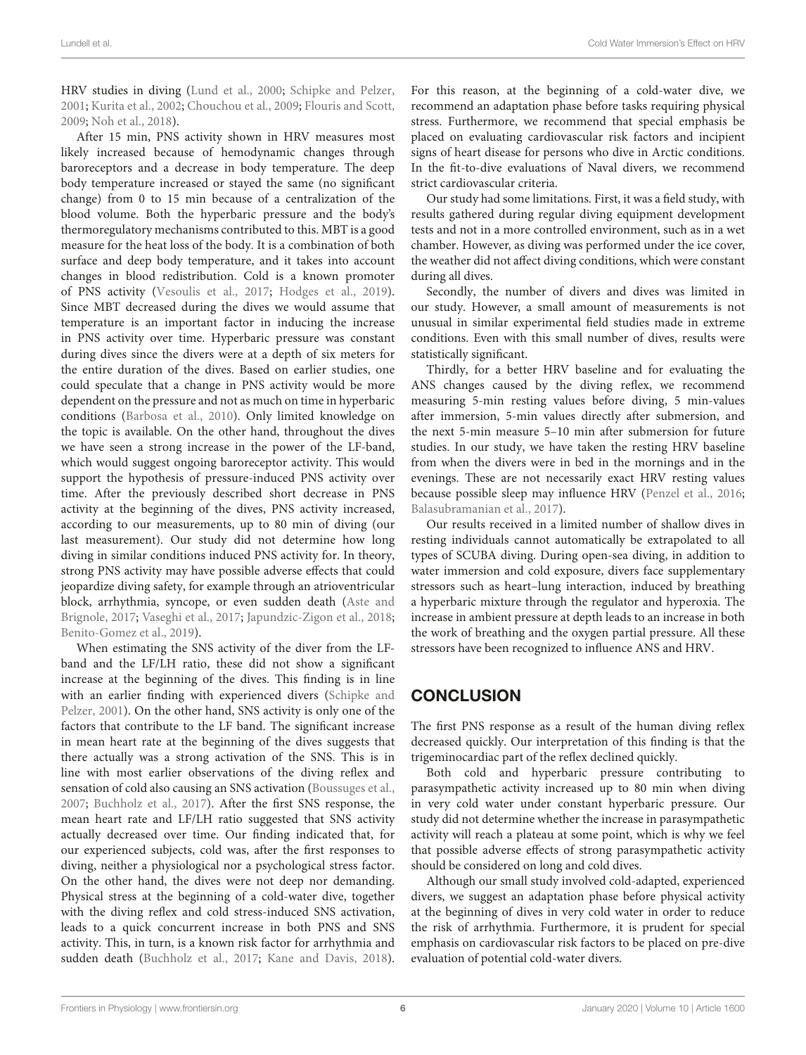HRV studies in diving (Lund et al., 2000; Schipke and Pelzer, 2001; Kurita et al., 2002; Chouchou et al., 2009; Flouris and Scott, 2009; Noh et al., 2018).

After 15 min, PNS activity shown in HRV measures most likely increased because of hemodynamic changes through baroreceptors and a decrease in body temperature. The deep body temperature increased or stayed the same (no significant change) from 0 to 15 min because of a centralization of the blood volume. Both the hyperbaric pressure and the body's thermoregulatory mechanisms contributed to this. MBT is a good measure for the heat loss of the body. It is a combination of both surface and deep body temperature, and it takes into account changes in blood redistribution. Cold is a known promoter of PNS activity (Vesoulis et al., 2017; Hodges et al., 2019). Since MBT decreased during the dives we would assume that temperature is an important factor in inducing the increase in PNS activity over time. Hyperbaric pressure was constant during dives since the divers were at a depth of six meters for the entire duration of the dives. Based on earlier studies, one could speculate that a change in PNS activity would be more dependent on the pressure and not as much on time in hyperbaric conditions (Barbosa et al., 2010). Only limited knowledge on the topic is available. On the other hand, throughout the dives we have seen a strong increase in the power of the LF-band, which would suggest ongoing baroreceptor activity. This would support the hypothesis of pressure-induced PNS activity over time. After the previously described short decrease in PNS activity at the beginning of the dives, PNS activity increased, according to our measurements, up to 80 min of diving (our last measurement). Our study did not determine how long diving in similar conditions induced PNS activity for. In theory, strong PNS activity may have possible adverse effects that could jeopardize diving safety, for example through an atrioventricular block, arrhythmia, syncope, or even sudden death (Aste and Brignole, 2017; Vaseghi et al., 2017; Japundzic-Zigon et al., 2018; Benito-Gomez et al., 2019).

When estimating the SNS activity of the diver from the LF-band and the LF/LH ratio, these did not show a significant increase at the beginning of the dives. This finding is in line with an earlier finding with experienced divers (Schipke and Pelzer, 2001). On the other hand, SNS activity is only one of the factors that contribute to the LF band. The significant increase in mean heart rate at the beginning of the dives suggests that there actually was a strong activation of the SNS. This is in line with most earlier observations of the diving reflex and sensation of cold also causing an SNS activation (Boussuges et al., 2007; Buchholz et al., 2017). After the first SNS response, the mean heart rate and LF/LH ratio suggested that SNS activity actually decreased over time. Our finding indicated that, for our experienced subjects, cold was, after the first responses to diving, neither a physiological nor a psychological stress factor. On the other hand, the dives were not deep nor demanding. Physical stress at the beginning of a cold-water dive, together with the diving reflex and cold stress-induced SNS activation, leads to a quick concurrent increase in both PNS and SNS activity. This, in turn, is a known risk factor for arrhythmia and sudden death (Buchholz et al., 2017; Kane and Davis, 2018). For this reason, at the beginning of a cold-water dive, we recommend an adaptation phase before tasks requiring physical stress. Furthermore, we recommend that special emphasis be placed on evaluating cardiovascular risk factors and incipient signs of heart disease for persons who dive in Arctic conditions. In the fit-to-dive evaluations of Naval divers, we recommend strict cardiovascular criteria.

Our study had some limitations. First, it was a field study, with results gathered during regular diving equipment development tests and not in a more controlled environment, such as in a wet chamber. However, as diving was performed under the ice cover, the weather did not affect diving conditions, which were constant during all dives.

Secondly, the number of divers and dives was limited in our study. However, a small amount of measurements is not unusual in similar experimental field studies made in extreme conditions. Even with this small number of dives, results were statistically significant.

Thirdly, for a better HRV baseline and for evaluating the ANS changes caused by the diving reflex, we recommend measuring 5-min resting values before diving, 5 min-values after immersion, 5-min values directly after submersion, and the next 5-min measure 5–10 min after submersion for future studies. In our study, we have taken the resting HRV baseline from when the divers were in bed in the mornings and in the evenings. These are not necessarily exact HRV resting values because possible sleep may influence HRV (Penzel et al., 2016; Balasubramanian et al., 2017).

Our results received in a limited number of shallow dives in resting individuals cannot automatically be extrapolated to all types of SCUBA diving. During open-sea diving, in addition to water immersion and cold exposure, divers face supplementary stressors such as heart–lung interaction, induced by breathing a hyperbaric mixture through the regulator and hyperoxia. The increase in ambient pressure at depth leads to an increase in both the work of breathing and the oxygen partial pressure. All these stressors have been recognized to influence ANS and HRV.

## CONCLUSION

The first PNS response as a result of the human diving reflex decreased quickly. Our interpretation of this finding is that the trigeminocardiac part of the reflex declined quickly.

Both cold and hyperbaric pressure contributing to parasympathetic activity increased up to 80 min when diving in very cold water under constant hyperbaric pressure. Our study did not determine whether the increase in parasympathetic activity will reach a plateau at some point, which is why we feel that possible adverse effects of strong parasympathetic activity should be considered on long and cold dives.

Although our small study involved cold-adapted, experienced divers, we suggest an adaptation phase before physical activity at the beginning of dives in very cold water in order to reduce the risk of arrhythmia. Furthermore, it is prudent for special emphasis on cardiovascular risk factors to be placed on pre-dive evaluation of potential cold-water divers.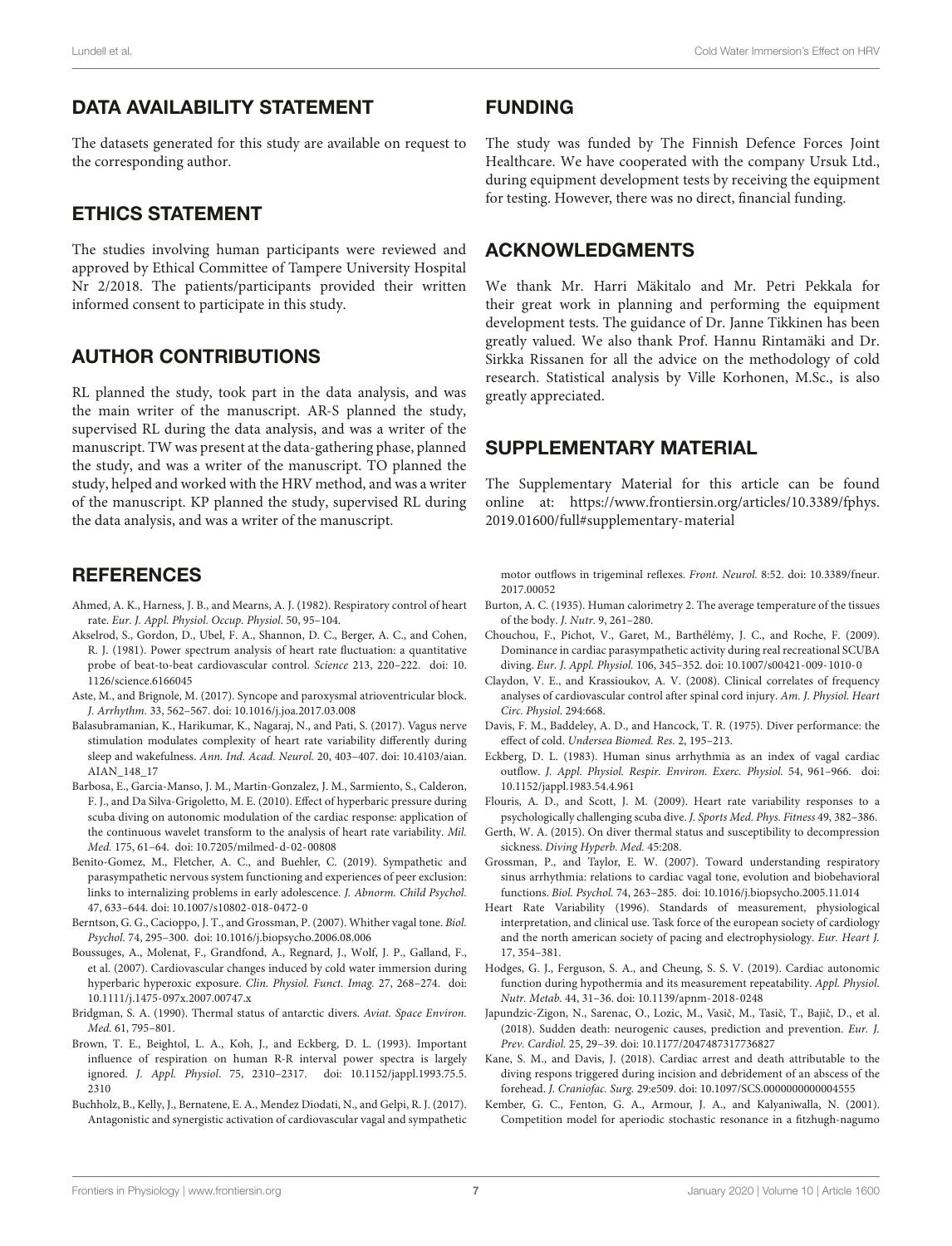## DATA AVAILABILITY STATEMENT

The datasets generated for this study are available on request to the corresponding author.

## ETHICS STATEMENT

The studies involving human participants were reviewed and approved by Ethical Committee of Tampere University Hospital Nr 2/2018. The patients/participants provided their written informed consent to participate in this study.

## AUTHOR CONTRIBUTIONS

RL planned the study, took part in the data analysis, and was the main writer of the manuscript. AR-S planned the study, supervised RL during the data analysis, and was a writer of the manuscript. TW was present at the data-gathering phase, planned the study, and was a writer of the manuscript. TO planned the study, helped and worked with the HRV method, and was a writer of the manuscript. KP planned the study, supervised RL during the data analysis, and was a writer of the manuscript.

## FUNDING

The study was funded by The Finnish Defence Forces Joint Healthcare. We have cooperated with the company Ursuk Ltd., during equipment development tests by receiving the equipment for testing. However, there was no direct, financial funding.

## ACKNOWLEDGMENTS

We thank Mr. Harri Mäkitalo and Mr. Petri Pekkala for their great work in planning and performing the equipment development tests. The guidance of Dr. Janne Tikkinen has been greatly valued. We also thank Prof. Hannu Rintamäki and Dr. Sirkka Rissanen for all the advice on the methodology of cold research. Statistical analysis by Ville Korhonen, M.Sc., is also greatly appreciated.

## SUPPLEMENTARY MATERIAL

The Supplementary Material for this article can be found online at: https://www.frontiersin.org/articles/10.3389/fphys.2019.01600/full#supplementary-material

## REFERENCES

Ahmed, A. K., Harness, J. B., and Mearns, A. J. (1982). Respiratory control of heart rate. *Eur. J. Appl. Physiol. Occup. Physiol*. 50, 95–104.

Akselrod, S., Gordon, D., Ubel, F. A., Shannon, D. C., Berger, A. C., and Cohen, R. J. (1981). Power spectrum analysis of heart rate fluctuation: a quantitative probe of beat-to-beat cardiovascular control. *Science* 213, 220–222. doi: 10.1126/science.6166045

Aste, M., and Brignole, M. (2017). Syncope and paroxysmal atrioventricular block. *J. Arrhythm.* 33, 562–567. doi: 10.1016/j.joa.2017.03.008

Balasubramanian, K., Harikumar, K., Nagaraj, N., and Pati, S. (2017). Vagus nerve stimulation modulates complexity of heart rate variability differently during sleep and wakefulness. *Ann. Ind. Acad. Neurol.* 20, 403–407. doi: 10.4103/aian.AIAN_148_17

Barbosa, E., Garcia-Manso, J. M., Martin-Gonzalez, J. M., Sarmiento, S., Calderon, F. J., and Da Silva-Grigoletto, M. E. (2010). Effect of hyperbaric pressure during scuba diving on autonomic modulation of the cardiac response: application of the continuous wavelet transform to the analysis of heart rate variability. *Mil. Med.* 175, 61–64. doi: 10.7205/milmed-d-02-00808

Benito-Gomez, M., Fletcher, A. C., and Buehler, C. (2019). Sympathetic and parasympathetic nervous system functioning and experiences of peer exclusion: links to internalizing problems in early adolescence. *J. Abnorm. Child Psychol.* 47, 633–644. doi: 10.1007/s10802-018-0472-0

Berntson, G. G., Cacioppo, J. T., and Grossman, P. (2007). Whither vagal tone. *Biol. Psychol.* 74, 295–300. doi: 10.1016/j.biopsycho.2006.08.006

Boussuges, A., Molenat, F., Grandfond, A., Regnard, J., Wolf, J. P., Galland, F., et al. (2007). Cardiovascular changes induced by cold water immersion during hyperbaric hyperoxic exposure. *Clin. Physiol. Funct. Imag.* 27, 268–274. doi: 10.1111/j.1475-097x.2007.00747.x

Bridgman, S. A. (1990). Thermal status of antarctic divers. *Aviat. Space Environ. Med.* 61, 795–801.

Brown, T. E., Beightol, L. A., Koh, J., and Eckberg, D. L. (1993). Important influence of respiration on human R-R interval power spectra is largely ignored. *J. Appl. Physiol*. 75, 2310–2317. doi: 10.1152/jappl.1993.75.5.2310

Buchholz, B., Kelly, J., Bernatene, E. A., Mendez Diodati, N., and Gelpi, R. J. (2017). Antagonistic and synergistic activation of cardiovascular vagal and sympathetic motor outflows in trigeminal reflexes. *Front. Neurol.* 8:52. doi: 10.3389/fneur.2017.00052

Burton, A. C. (1935). Human calorimetry 2. The average temperature of the tissues of the body. *J. Nutr.* 9, 261–280.

Chouchou, F., Pichot, V., Garet, M., Barthélémy, J. C., and Roche, F. (2009). Dominance in cardiac parasympathetic activity during real recreational SCUBA diving. *Eur. J. Appl. Physiol.* 106, 345–352. doi: 10.1007/s00421-009-1010-0

Claydon, V. E., and Krassioukov, A. V. (2008). Clinical correlates of frequency analyses of cardiovascular control after spinal cord injury. *Am. J. Physiol. Heart Circ. Physiol.* 294:668.

Davis, F. M., Baddeley, A. D., and Hancock, T. R. (1975). Diver performance: the effect of cold. *Undersea Biomed. Res.* 2, 195–213.

Eckberg, D. L. (1983). Human sinus arrhythmia as an index of vagal cardiac outflow. *J. Appl. Physiol. Respir. Environ. Exerc. Physiol.* 54, 961–966. doi: 10.1152/jappl.1983.54.4.961

Flouris, A. D., and Scott, J. M. (2009). Heart rate variability responses to a psychologically challenging scuba dive. *J. Sports Med. Phys. Fitness* 49, 382–386.

Gerth, W. A. (2015). On diver thermal status and susceptibility to decompression sickness. *Diving Hyperb. Med.* 45:208.

Grossman, P., and Taylor, E. W. (2007). Toward understanding respiratory sinus arrhythmia: relations to cardiac vagal tone, evolution and biobehavioral functions. *Biol. Psychol.* 74, 263–285. doi: 10.1016/j.biopsycho.2005.11.014

Heart Rate Variability (1996). Standards of measurement, physiological interpretation, and clinical use. Task force of the european society of cardiology and the north american society of pacing and electrophysiology. *Eur. Heart J.* 17, 354–381.

Hodges, G. J., Ferguson, S. A., and Cheung, S. S. V. (2019). Cardiac autonomic function during hypothermia and its measurement repeatability. *Appl. Physiol. Nutr. Metab.* 44, 31–36. doi: 10.1139/apnm-2018-0248

Japundzic-Zigon, N., Sarenac, O., Lozic, M., Vasič, M., Tasič, T., Bajič, D., et al. (2018). Sudden death: neurogenic causes, prediction and prevention. *Eur. J. Prev. Cardiol.* 25, 29–39. doi: 10.1177/2047487317736827

Kane, S. M., and Davis, J. (2018). Cardiac arrest and death attributable to the diving respons triggered during incision and debridement of an abscess of the forehead. *J. Craniofac. Surg.* 29:e509. doi: 10.1097/SCS.0000000000004555

Kember, G. C., Fenton, G. A., Armour, J. A., and Kalyaniwalla, N. (2001). Competition model for aperiodic stochastic resonance in a fitzhugh-nagumo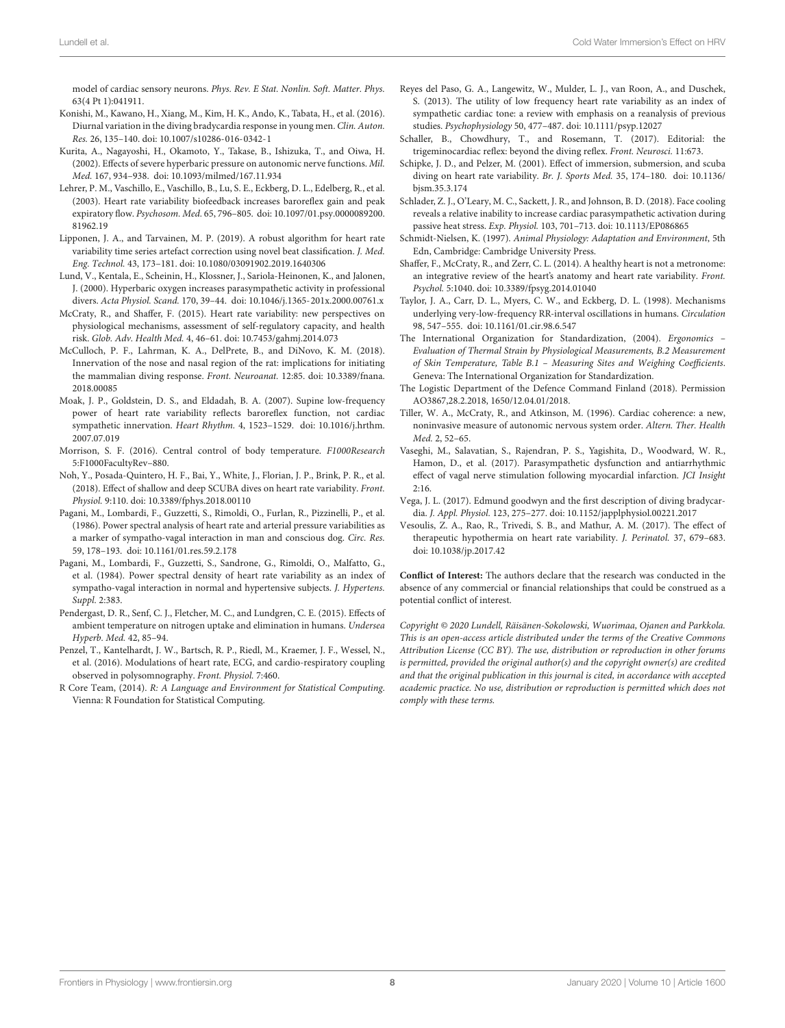model of cardiac sensory neurons. *Phys. Rev. E Stat. Nonlin. Soft. Matter. Phys.* 63(4 Pt 1):041911.

Konishi, M., Kawano, H., Xiang, M., Kim, H. K., Ando, K., Tabata, H., et al. (2016). Diurnal variation in the diving bradycardia response in young men. *Clin. Auton. Res.* 26, 135–140. doi: 10.1007/s10286-016-0342-1

Kurita, A., Nagayoshi, H., Okamoto, Y., Takase, B., Ishizuka, T., and Oiwa, H. (2002). Effects of severe hyperbaric pressure on autonomic nerve functions. *Mil. Med.* 167, 934–938. doi: 10.1093/milmed/167.11.934

Lehrer, P. M., Vaschillo, E., Vaschillo, B., Lu, S. E., Eckberg, D. L., Edelberg, R., et al. (2003). Heart rate variability biofeedback increases baroreflex gain and peak expiratory flow. *Psychosom. Med.* 65, 796–805. doi: 10.1097/01.psy.0000089200.81962.19

Lipponen, J. A., and Tarvainen, M. P. (2019). A robust algorithm for heart rate variability time series artefact correction using novel beat classification. *J. Med. Eng. Technol.* 43, 173–181. doi: 10.1080/03091902.2019.1640306

Lund, V., Kentala, E., Scheinin, H., Klossner, J., Sariola-Heinonen, K., and Jalonen, J. (2000). Hyperbaric oxygen increases parasympathetic activity in professional divers. *Acta Physiol. Scand.* 170, 39–44. doi: 10.1046/j.1365-201x.2000.00761.x

McCraty, R., and Shaffer, F. (2015). Heart rate variability: new perspectives on physiological mechanisms, assessment of self-regulatory capacity, and health risk. *Glob. Adv. Health Med.* 4, 46–61. doi: 10.7453/gahmj.2014.073

McCulloch, P. F., Lahrman, K. A., DelPrete, B., and DiNovo, K. M. (2018). Innervation of the nose and nasal region of the rat: implications for initiating the mammalian diving response. *Front. Neuroanat.* 12:85. doi: 10.3389/fnana.2018.00085

Moak, J. P., Goldstein, D. S., and Eldadah, B. A. (2007). Supine low-frequency power of heart rate variability reflects baroreflex function, not cardiac sympathetic innervation. *Heart Rhythm.* 4, 1523–1529. doi: 10.1016/j.hrthm.2007.07.019

Morrison, S. F. (2016). Central control of body temperature. *F1000Research* 5:F1000FacultyRev–880.

Noh, Y., Posada-Quintero, H. F., Bai, Y., White, J., Florian, J. P., Brink, P. R., et al. (2018). Effect of shallow and deep SCUBA dives on heart rate variability. *Front. Physiol.* 9:110. doi: 10.3389/fphys.2018.00110

Pagani, M., Lombardi, F., Guzzetti, S., Rimoldi, O., Furlan, R., Pizzinelli, P., et al. (1986). Power spectral analysis of heart rate and arterial pressure variabilities as a marker of sympatho-vagal interaction in man and conscious dog. *Circ. Res.* 59, 178–193. doi: 10.1161/01.res.59.2.178

Pagani, M., Lombardi, F., Guzzetti, S., Sandrone, G., Rimoldi, O., Malfatto, G., et al. (1984). Power spectral density of heart rate variability as an index of sympatho-vagal interaction in normal and hypertensive subjects. *J. Hypertens. Suppl.* 2:383.

Pendergast, D. R., Senf, C. J., Fletcher, M. C., and Lundgren, C. E. (2015). Effects of ambient temperature on nitrogen uptake and elimination in humans. *Undersea Hyperb. Med.* 42, 85–94.

Penzel, T., Kantelhardt, J. W., Bartsch, R. P., Riedl, M., Kraemer, J. F., Wessel, N., et al. (2016). Modulations of heart rate, ECG, and cardio-respiratory coupling observed in polysomnography. *Front. Physiol.* 7:460.

R Core Team, (2014). *R: A Language and Environment for Statistical Computing.* Vienna: R Foundation for Statistical Computing.

Reyes del Paso, G. A., Langewitz, W., Mulder, L. J., van Roon, A., and Duschek, S. (2013). The utility of low frequency heart rate variability as an index of sympathetic cardiac tone: a review with emphasis on a reanalysis of previous studies. *Psychophysiology* 50, 477–487. doi: 10.1111/psyp.12027

Schaller, B., Chowdhury, T., and Rosemann, T. (2017). Editorial: the trigeminocardiac reflex: beyond the diving reflex. *Front. Neurosci.* 11:673.

Schipke, J. D., and Pelzer, M. (2001). Effect of immersion, submersion, and scuba diving on heart rate variability. *Br. J. Sports Med.* 35, 174–180. doi: 10.1136/bjsm.35.3.174

Schlader, Z. J., O'Leary, M. C., Sackett, J. R., and Johnson, B. D. (2018). Face cooling reveals a relative inability to increase cardiac parasympathetic activation during passive heat stress. *Exp. Physiol.* 103, 701–713. doi: 10.1113/EP086865

Schmidt-Nielsen, K. (1997). *Animal Physiology: Adaptation and Environment*, 5th Edn, Cambridge: Cambridge University Press.

Shaffer, F., McCraty, R., and Zerr, C. L. (2014). A healthy heart is not a metronome: an integrative review of the heart's anatomy and heart rate variability. *Front. Psychol.* 5:1040. doi: 10.3389/fpsyg.2014.01040

Taylor, J. A., Carr, D. L., Myers, C. W., and Eckberg, D. L. (1998). Mechanisms underlying very-low-frequency RR-interval oscillations in humans. *Circulation* 98, 547–555. doi: 10.1161/01.cir.98.6.547

The International Organization for Standardization, (2004). *Ergonomics – Evaluation of Thermal Strain by Physiological Measurements, B.2 Measurement of Skin Temperature, Table B.1 – Measuring Sites and Weighing Coefficients*. Geneva: The International Organization for Standardization.

The Logistic Department of the Defence Command Finland (2018). Permission AO3867,28.2.2018, 1650/12.04.01/2018.

Tiller, W. A., McCraty, R., and Atkinson, M. (1996). Cardiac coherence: a new, noninvasive measure of autonomic nervous system order. *Altern. Ther. Health Med.* 2, 52–65.

Vaseghi, M., Salavatian, S., Rajendran, P. S., Yagishita, D., Woodward, W. R., Hamon, D., et al. (2017). Parasympathetic dysfunction and antiarrhythmic effect of vagal nerve stimulation following myocardial infarction. *JCI Insight* 2:16.

Vega, J. L. (2017). Edmund goodwyn and the first description of diving bradycardia. *J. Appl. Physiol.* 123, 275–277. doi: 10.1152/japplphysiol.00221.2017

Vesoulis, Z. A., Rao, R., Trivedi, S. B., and Mathur, A. M. (2017). The effect of therapeutic hypothermia on heart rate variability. *J. Perinatol.* 37, 679–683. doi: 10.1038/jp.2017.42

**Conflict of Interest:** The authors declare that the research was conducted in the absence of any commercial or financial relationships that could be construed as a potential conflict of interest.

*Copyright © 2020 Lundell, Räisänen-Sokolowski, Wuorimaa, Ojanen and Parkkola. This is an open-access article distributed under the terms of the Creative Commons Attribution License (CC BY). The use, distribution or reproduction in other forums is permitted, provided the original author(s) and the copyright owner(s) are credited and that the original publication in this journal is cited, in accordance with accepted academic practice. No use, distribution or reproduction is permitted which does not comply with these terms.*